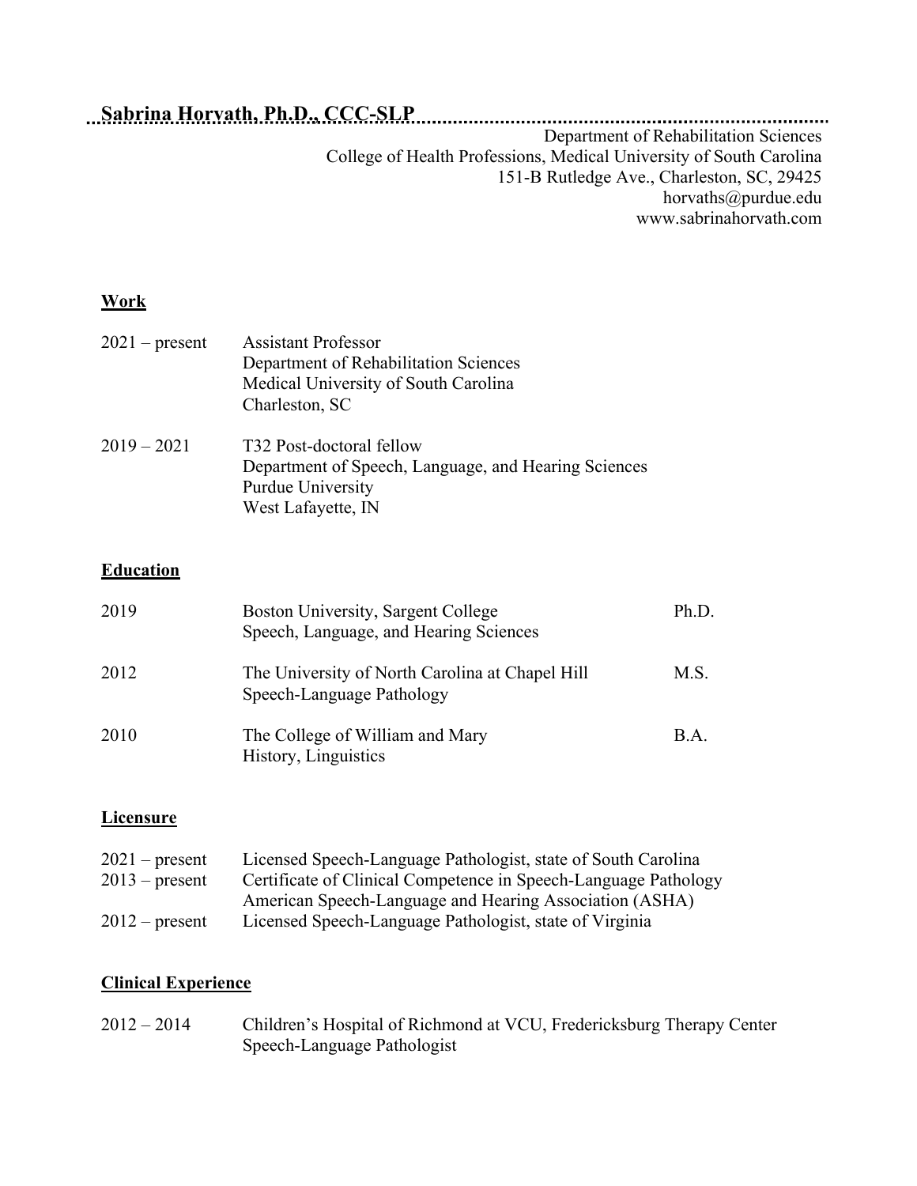# Sabrina Horvath, Ph.D., CCC-SLP

Department of Rehabilitation Sciences
College of Health Professions, Medical University of South Carolina
151-B Rutledge Ave., Charleston, SC, 29425
horvaths@purdue.edu
www.sabrinahorvath.com

## Work

2021 – present
Assistant Professor
Department of Rehabilitation Sciences
Medical University of South Carolina
Charleston, SC

2019 – 2021
T32 Post-doctoral fellow
Department of Speech, Language, and Hearing Sciences
Purdue University
West Lafayette, IN

## Education

| | | |
|---|---|---|
| 2019 | Boston University, Sargent College<br>Speech, Language, and Hearing Sciences | Ph.D. |
| 2012 | The University of North Carolina at Chapel Hill<br>Speech-Language Pathology | M.S. |
| 2010 | The College of William and Mary<br>History, Linguistics | B.A. |

## Licensure

2021 – present Licensed Speech-Language Pathologist, state of South Carolina

2013 – present Certificate of Clinical Competence in Speech-Language Pathology
American Speech-Language and Hearing Association (ASHA)

2012 – present Licensed Speech-Language Pathologist, state of Virginia

## Clinical Experience

2012 – 2014
Children's Hospital of Richmond at VCU, Fredericksburg Therapy Center
Speech-Language Pathologist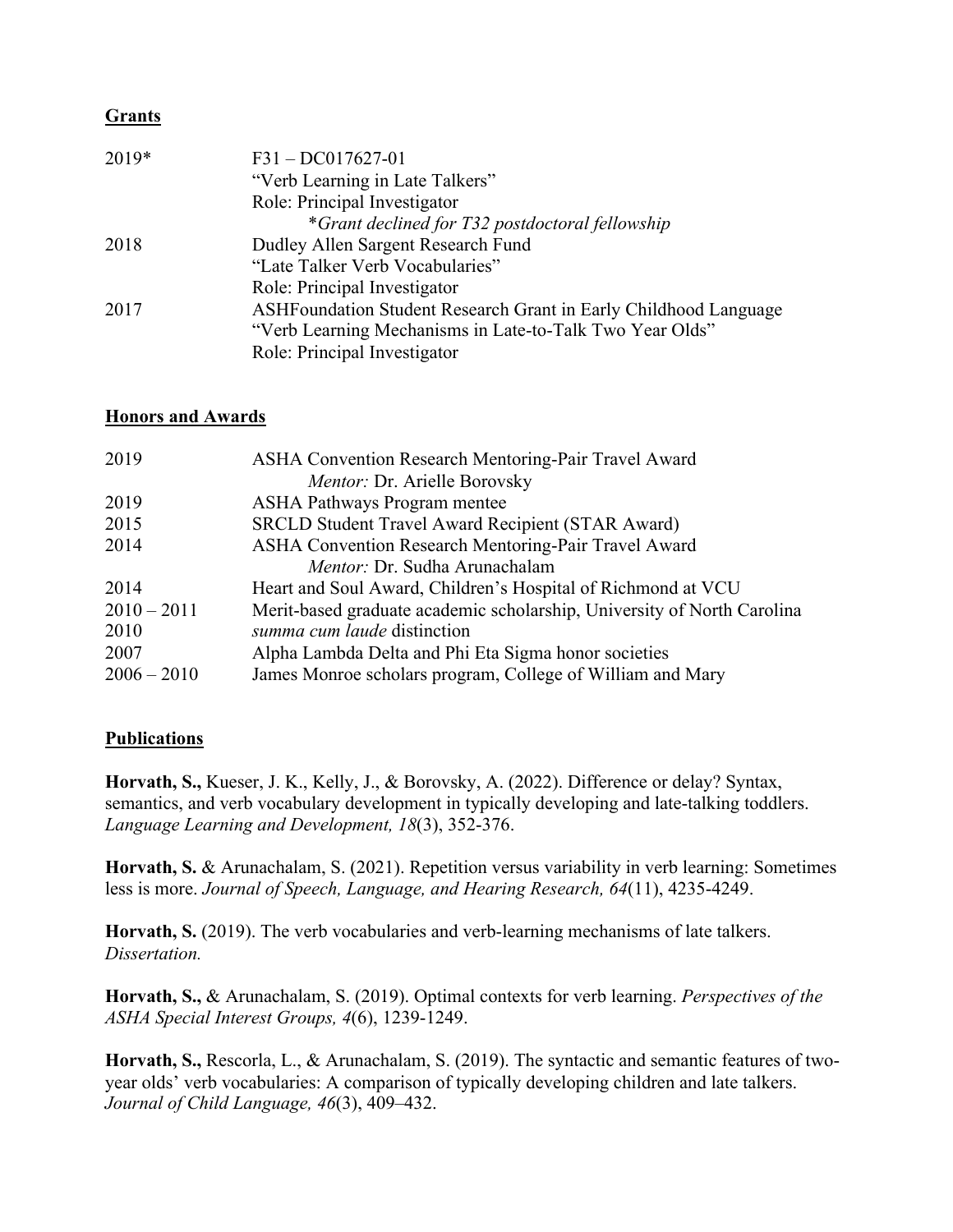## Grants

2019* F31 – DC017627-01
"Verb Learning in Late Talkers"
Role: Principal Investigator
*Grant declined for T32 postdoctoral fellowship*

2018 Dudley Allen Sargent Research Fund
"Late Talker Verb Vocabularies"
Role: Principal Investigator

2017 ASHFoundation Student Research Grant in Early Childhood Language
"Verb Learning Mechanisms in Late-to-Talk Two Year Olds"
Role: Principal Investigator

## Honors and Awards

2019 ASHA Convention Research Mentoring-Pair Travel Award
*Mentor:* Dr. Arielle Borovsky

2019 ASHA Pathways Program mentee

2015 SRCLD Student Travel Award Recipient (STAR Award)

2014 ASHA Convention Research Mentoring-Pair Travel Award
*Mentor:* Dr. Sudha Arunachalam

2014 Heart and Soul Award, Children's Hospital of Richmond at VCU

2010 – 2011 Merit-based graduate academic scholarship, University of North Carolina

2010 *summa cum laude* distinction

2007 Alpha Lambda Delta and Phi Eta Sigma honor societies

2006 – 2010 James Monroe scholars program, College of William and Mary

## Publications

**Horvath, S.,** Kueser, J. K., Kelly, J., & Borovsky, A. (2022). Difference or delay? Syntax, semantics, and verb vocabulary development in typically developing and late-talking toddlers. *Language Learning and Development, 18*(3), 352-376.

**Horvath, S.** & Arunachalam, S. (2021). Repetition versus variability in verb learning: Sometimes less is more. *Journal of Speech, Language, and Hearing Research, 64*(11), 4235-4249.

**Horvath, S.** (2019). The verb vocabularies and verb-learning mechanisms of late talkers. *Dissertation.*

**Horvath, S.,** & Arunachalam, S. (2019). Optimal contexts for verb learning. *Perspectives of the ASHA Special Interest Groups, 4*(6), 1239-1249.

**Horvath, S.,** Rescorla, L., & Arunachalam, S. (2019). The syntactic and semantic features of two-year olds' verb vocabularies: A comparison of typically developing children and late talkers. *Journal of Child Language, 46*(3), 409–432.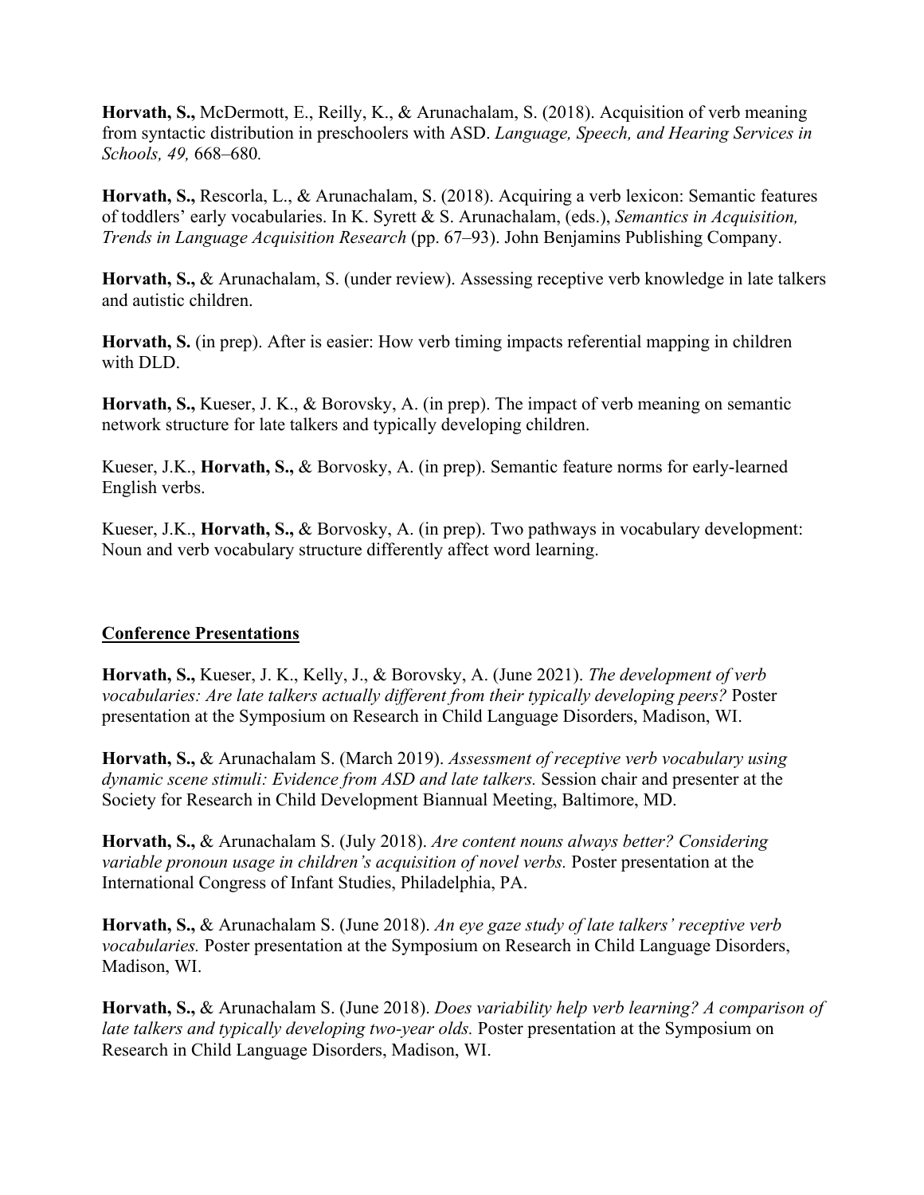**Horvath, S.,** McDermott, E., Reilly, K., & Arunachalam, S. (2018). Acquisition of verb meaning from syntactic distribution in preschoolers with ASD. *Language, Speech, and Hearing Services in Schools, 49,* 668–680.

**Horvath, S.,** Rescorla, L., & Arunachalam, S. (2018). Acquiring a verb lexicon: Semantic features of toddlers' early vocabularies. In K. Syrett & S. Arunachalam, (eds.), *Semantics in Acquisition, Trends in Language Acquisition Research* (pp. 67–93). John Benjamins Publishing Company.

**Horvath, S.,** & Arunachalam, S. (under review). Assessing receptive verb knowledge in late talkers and autistic children.

**Horvath, S.** (in prep). After is easier: How verb timing impacts referential mapping in children with DLD.

**Horvath, S.,** Kueser, J. K., & Borovsky, A. (in prep). The impact of verb meaning on semantic network structure for late talkers and typically developing children.

Kueser, J.K., **Horvath, S.,** & Borvosky, A. (in prep). Semantic feature norms for early-learned English verbs.

Kueser, J.K., **Horvath, S.,** & Borvosky, A. (in prep). Two pathways in vocabulary development: Noun and verb vocabulary structure differently affect word learning.

## Conference Presentations

**Horvath, S.,** Kueser, J. K., Kelly, J., & Borovsky, A. (June 2021). *The development of verb vocabularies: Are late talkers actually different from their typically developing peers?* Poster presentation at the Symposium on Research in Child Language Disorders, Madison, WI.

**Horvath, S.,** & Arunachalam S. (March 2019). *Assessment of receptive verb vocabulary using dynamic scene stimuli: Evidence from ASD and late talkers.* Session chair and presenter at the Society for Research in Child Development Biannual Meeting, Baltimore, MD.

**Horvath, S.,** & Arunachalam S. (July 2018). *Are content nouns always better? Considering variable pronoun usage in children's acquisition of novel verbs.* Poster presentation at the International Congress of Infant Studies, Philadelphia, PA.

**Horvath, S.,** & Arunachalam S. (June 2018). *An eye gaze study of late talkers' receptive verb vocabularies.* Poster presentation at the Symposium on Research in Child Language Disorders, Madison, WI.

**Horvath, S.,** & Arunachalam S. (June 2018). *Does variability help verb learning? A comparison of late talkers and typically developing two-year olds.* Poster presentation at the Symposium on Research in Child Language Disorders, Madison, WI.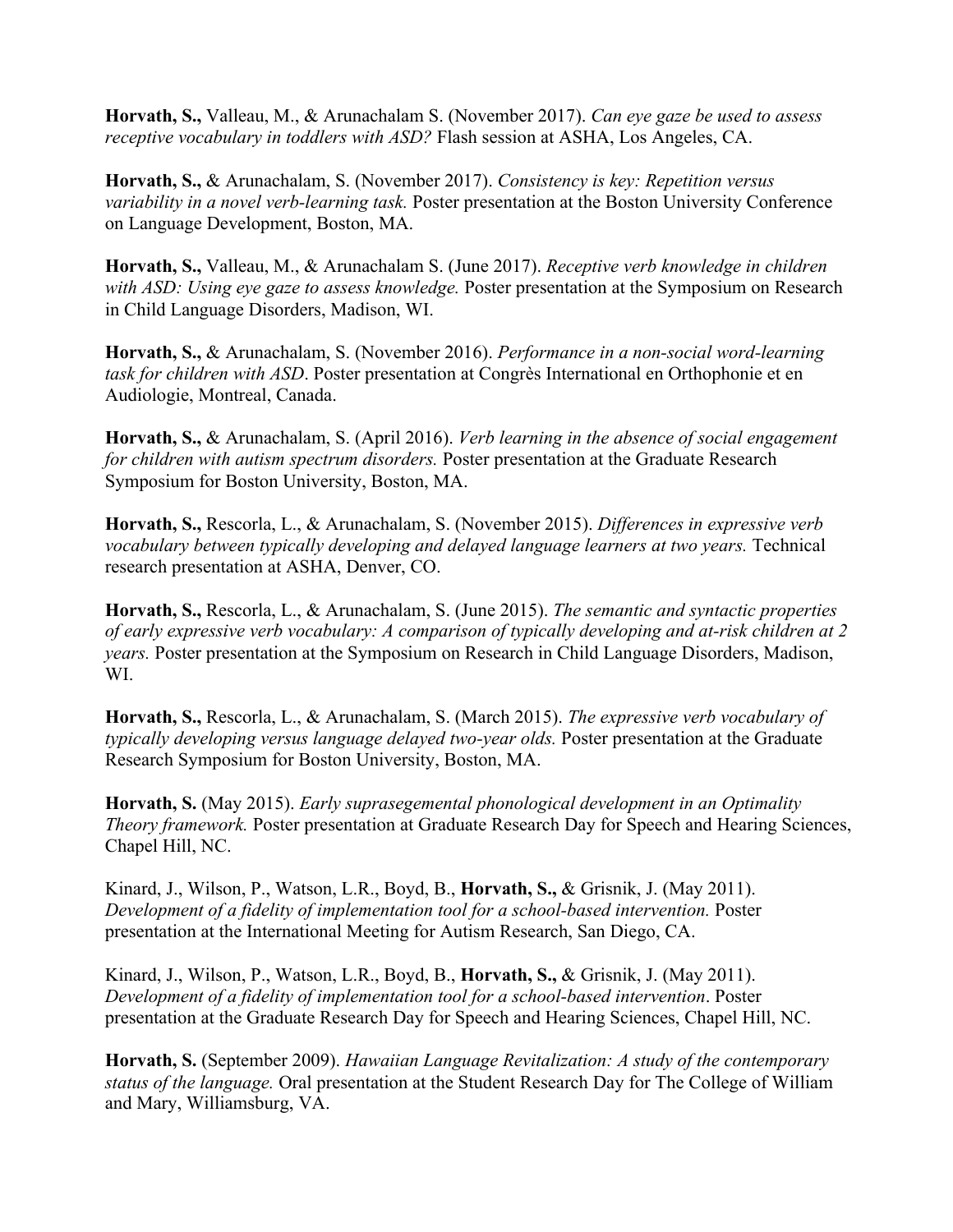**Horvath, S.,** Valleau, M., & Arunachalam S. (November 2017). *Can eye gaze be used to assess receptive vocabulary in toddlers with ASD?* Flash session at ASHA, Los Angeles, CA.

**Horvath, S.,** & Arunachalam, S. (November 2017). *Consistency is key: Repetition versus variability in a novel verb-learning task.* Poster presentation at the Boston University Conference on Language Development, Boston, MA.

**Horvath, S.,** Valleau, M., & Arunachalam S. (June 2017). *Receptive verb knowledge in children with ASD: Using eye gaze to assess knowledge.* Poster presentation at the Symposium on Research in Child Language Disorders, Madison, WI.

**Horvath, S.,** & Arunachalam, S. (November 2016). *Performance in a non-social word-learning task for children with ASD*. Poster presentation at Congrès International en Orthophonie et en Audiologie, Montreal, Canada.

**Horvath, S.,** & Arunachalam, S. (April 2016). *Verb learning in the absence of social engagement for children with autism spectrum disorders.* Poster presentation at the Graduate Research Symposium for Boston University, Boston, MA.

**Horvath, S.,** Rescorla, L., & Arunachalam, S. (November 2015). *Differences in expressive verb vocabulary between typically developing and delayed language learners at two years.* Technical research presentation at ASHA, Denver, CO.

**Horvath, S.,** Rescorla, L., & Arunachalam, S. (June 2015). *The semantic and syntactic properties of early expressive verb vocabulary: A comparison of typically developing and at-risk children at 2 years.* Poster presentation at the Symposium on Research in Child Language Disorders, Madison, WI.

**Horvath, S.,** Rescorla, L., & Arunachalam, S. (March 2015). *The expressive verb vocabulary of typically developing versus language delayed two-year olds.* Poster presentation at the Graduate Research Symposium for Boston University, Boston, MA.

**Horvath, S.** (May 2015). *Early suprasegemental phonological development in an Optimality Theory framework.* Poster presentation at Graduate Research Day for Speech and Hearing Sciences, Chapel Hill, NC.

Kinard, J., Wilson, P., Watson, L.R., Boyd, B., **Horvath, S.,** & Grisnik, J. (May 2011). *Development of a fidelity of implementation tool for a school-based intervention.* Poster presentation at the International Meeting for Autism Research, San Diego, CA.

Kinard, J., Wilson, P., Watson, L.R., Boyd, B., **Horvath, S.,** & Grisnik, J. (May 2011). *Development of a fidelity of implementation tool for a school-based intervention*. Poster presentation at the Graduate Research Day for Speech and Hearing Sciences, Chapel Hill, NC.

**Horvath, S.** (September 2009). *Hawaiian Language Revitalization: A study of the contemporary status of the language.* Oral presentation at the Student Research Day for The College of William and Mary, Williamsburg, VA.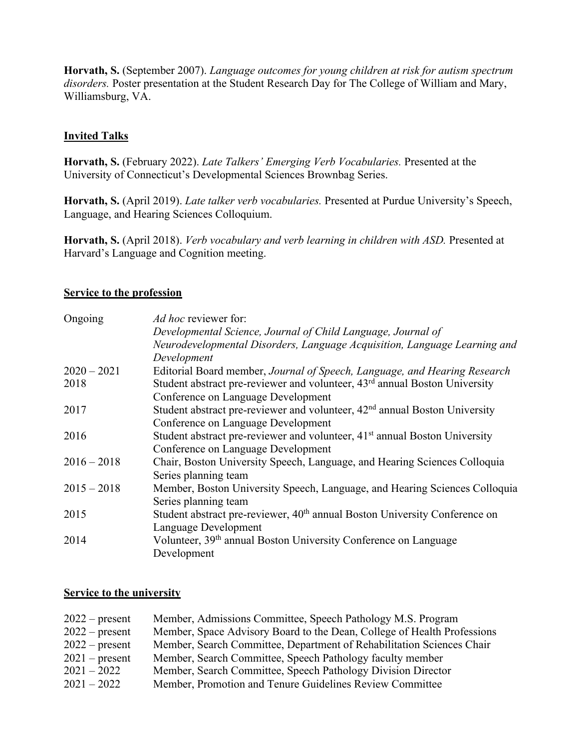**Horvath, S.** (September 2007). *Language outcomes for young children at risk for autism spectrum disorders.* Poster presentation at the Student Research Day for The College of William and Mary, Williamsburg, VA.

## Invited Talks

**Horvath, S.** (February 2022). *Late Talkers' Emerging Verb Vocabularies.* Presented at the University of Connecticut's Developmental Sciences Brownbag Series.

**Horvath, S.** (April 2019). *Late talker verb vocabularies.* Presented at Purdue University's Speech, Language, and Hearing Sciences Colloquium.

**Horvath, S.** (April 2018). *Verb vocabulary and verb learning in children with ASD.* Presented at Harvard's Language and Cognition meeting.

## Service to the profession

| | |
|---|---|
| Ongoing | *Ad hoc* reviewer for: *Developmental Science, Journal of Child Language, Journal of Neurodevelopmental Disorders, Language Acquisition, Language Learning and Development* |
| 2020 – 2021 | Editorial Board member, *Journal of Speech, Language, and Hearing Research* |
| 2018 | Student abstract pre-reviewer and volunteer, 43rd annual Boston University Conference on Language Development |
| 2017 | Student abstract pre-reviewer and volunteer, 42nd annual Boston University Conference on Language Development |
| 2016 | Student abstract pre-reviewer and volunteer, 41st annual Boston University Conference on Language Development |
| 2016 – 2018 | Chair, Boston University Speech, Language, and Hearing Sciences Colloquia Series planning team |
| 2015 – 2018 | Member, Boston University Speech, Language, and Hearing Sciences Colloquia Series planning team |
| 2015 | Student abstract pre-reviewer, 40th annual Boston University Conference on Language Development |
| 2014 | Volunteer, 39th annual Boston University Conference on Language Development |

## Service to the university

| | |
|---|---|
| 2022 – present | Member, Admissions Committee, Speech Pathology M.S. Program |
| 2022 – present | Member, Space Advisory Board to the Dean, College of Health Professions |
| 2022 – present | Member, Search Committee, Department of Rehabilitation Sciences Chair |
| 2021 – present | Member, Search Committee, Speech Pathology faculty member |
| 2021 – 2022 | Member, Search Committee, Speech Pathology Division Director |
| 2021 – 2022 | Member, Promotion and Tenure Guidelines Review Committee |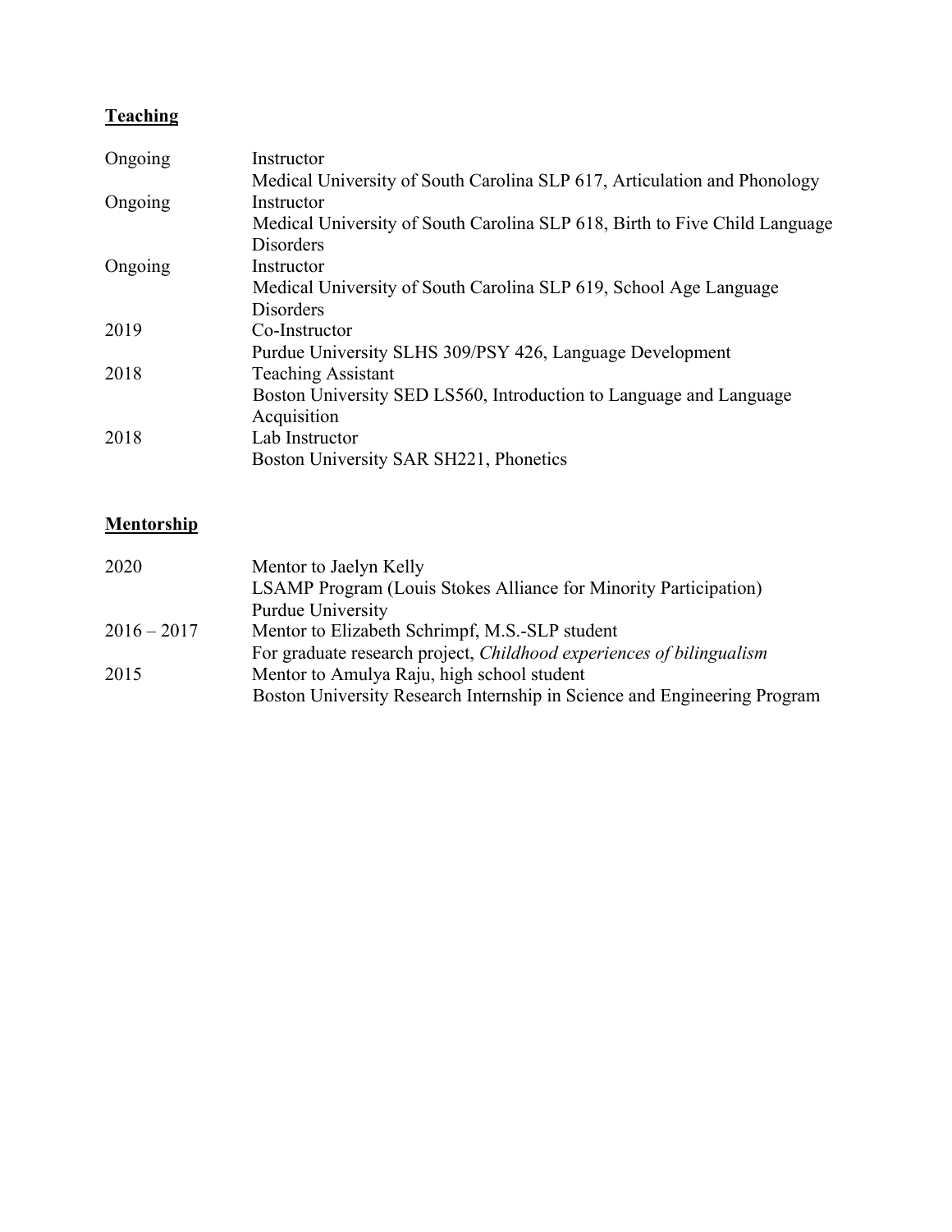## Teaching

| | |
|---|---|
| Ongoing | Instructor<br>Medical University of South Carolina SLP 617, Articulation and Phonology |
| Ongoing | Instructor<br>Medical University of South Carolina SLP 618, Birth to Five Child Language Disorders |
| Ongoing | Instructor<br>Medical University of South Carolina SLP 619, School Age Language Disorders |
| 2019 | Co-Instructor<br>Purdue University SLHS 309/PSY 426, Language Development |
| 2018 | Teaching Assistant<br>Boston University SED LS560, Introduction to Language and Language Acquisition |
| 2018 | Lab Instructor<br>Boston University SAR SH221, Phonetics |

## Mentorship

| | |
|---|---|
| 2020 | Mentor to Jaelyn Kelly<br>LSAMP Program (Louis Stokes Alliance for Minority Participation)<br>Purdue University |
| 2016 – 2017 | Mentor to Elizabeth Schrimpf, M.S.-SLP student<br>For graduate research project, *Childhood experiences of bilingualism* |
| 2015 | Mentor to Amulya Raju, high school student<br>Boston University Research Internship in Science and Engineering Program |